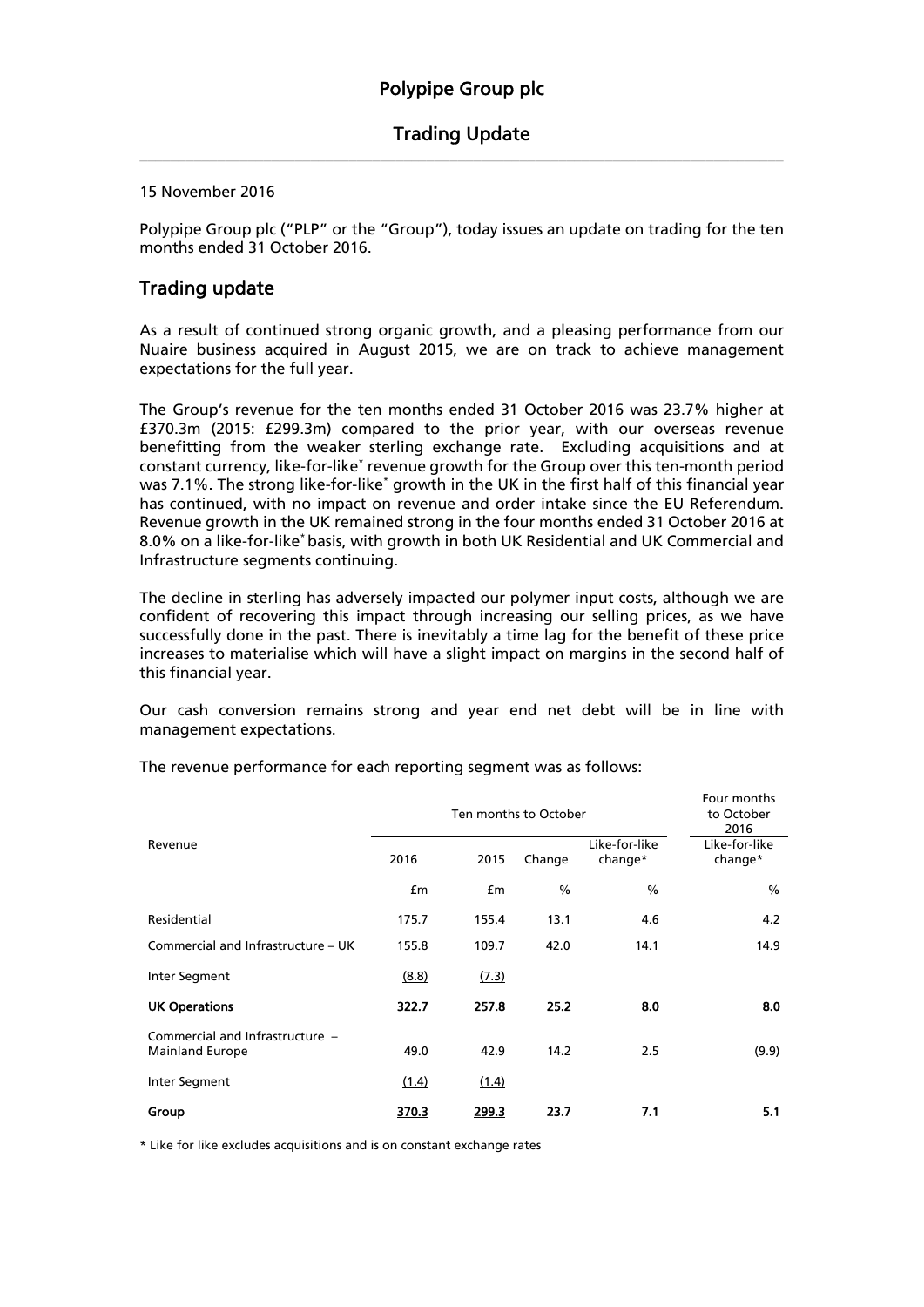# Polypipe Group plc

## Trading Update

15 November 2016

Polypipe Group plc ("PLP" or the "Group"), today issues an update on trading for the ten months ended 31 October 2016.

## Trading update

As a result of continued strong organic growth, and a pleasing performance from our Nuaire business acquired in August 2015, we are on track to achieve management expectations for the full year.

The Group's revenue for the ten months ended 31 October 2016 was 23.7% higher at £370.3m (2015: £299.3m) compared to the prior year, with our overseas revenue benefitting from the weaker sterling exchange rate. Excluding acquisitions and at constant currency, like-for-like* revenue growth for the Group over this ten-month period was 7.1%. The strong like-for-like* growth in the UK in the first half of this financial year has continued, with no impact on revenue and order intake since the EU Referendum. Revenue growth in the UK remained strong in the four months ended 31 October 2016 at 8.0% on a like-for-like* basis, with growth in both UK Residential and UK Commercial and Infrastructure segments continuing.

The decline in sterling has adversely impacted our polymer input costs, although we are confident of recovering this impact through increasing our selling prices, as we have successfully done in the past. There is inevitably a time lag for the benefit of these price increases to materialise which will have a slight impact on margins in the second half of this financial year.

Our cash conversion remains strong and year end net debt will be in line with management expectations.

The revenue performance for each reporting segment was as follows:

| Revenue | Ten months to October | | | | Four months to October 2016 |
|---|---|---|---|---|---|
| | 2016 | 2015 | Change | Like-for-like change* | Like-for-like change* |
| | £m | £m | % | % | % |
| Residential | 175.7 | 155.4 | 13.1 | 4.6 | 4.2 |
| Commercial and Infrastructure – UK | 155.8 | 109.7 | 42.0 | 14.1 | 14.9 |
| Inter Segment | (8.8) | (7.3) | | | |
| **UK Operations** | **322.7** | **257.8** | **25.2** | **8.0** | **8.0** |
| Commercial and Infrastructure – Mainland Europe | 49.0 | 42.9 | 14.2 | 2.5 | (9.9) |
| Inter Segment | (1.4) | (1.4) | | | |
| **Group** | **370.3** | **299.3** | **23.7** | **7.1** | **5.1** |

* Like for like excludes acquisitions and is on constant exchange rates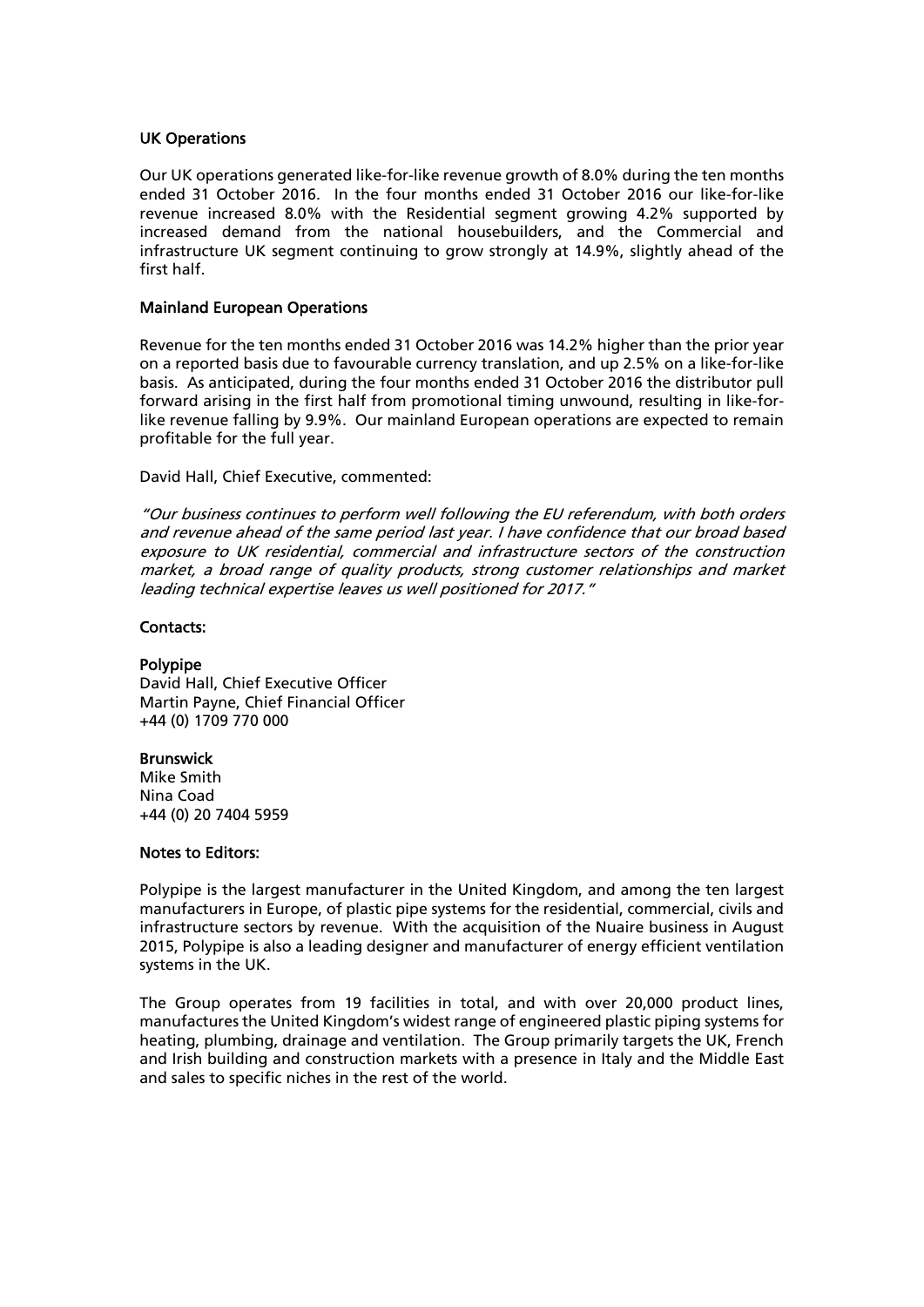### UK Operations

Our UK operations generated like-for-like revenue growth of 8.0% during the ten months ended 31 October 2016. In the four months ended 31 October 2016 our like-for-like revenue increased 8.0% with the Residential segment growing 4.2% supported by increased demand from the national housebuilders, and the Commercial and infrastructure UK segment continuing to grow strongly at 14.9%, slightly ahead of the first half.

### Mainland European Operations

Revenue for the ten months ended 31 October 2016 was 14.2% higher than the prior year on a reported basis due to favourable currency translation, and up 2.5% on a like-for-like basis. As anticipated, during the four months ended 31 October 2016 the distributor pull forward arising in the first half from promotional timing unwound, resulting in like-for-like revenue falling by 9.9%. Our mainland European operations are expected to remain profitable for the full year.

David Hall, Chief Executive, commented:

*"Our business continues to perform well following the EU referendum, with both orders and revenue ahead of the same period last year. I have confidence that our broad based exposure to UK residential, commercial and infrastructure sectors of the construction market, a broad range of quality products, strong customer relationships and market leading technical expertise leaves us well positioned for 2017."*

### Contacts:

**Polypipe**
David Hall, Chief Executive Officer
Martin Payne, Chief Financial Officer
+44 (0) 1709 770 000

**Brunswick**
Mike Smith
Nina Coad
+44 (0) 20 7404 5959

### Notes to Editors:

Polypipe is the largest manufacturer in the United Kingdom, and among the ten largest manufacturers in Europe, of plastic pipe systems for the residential, commercial, civils and infrastructure sectors by revenue. With the acquisition of the Nuaire business in August 2015, Polypipe is also a leading designer and manufacturer of energy efficient ventilation systems in the UK.

The Group operates from 19 facilities in total, and with over 20,000 product lines, manufactures the United Kingdom's widest range of engineered plastic piping systems for heating, plumbing, drainage and ventilation. The Group primarily targets the UK, French and Irish building and construction markets with a presence in Italy and the Middle East and sales to specific niches in the rest of the world.